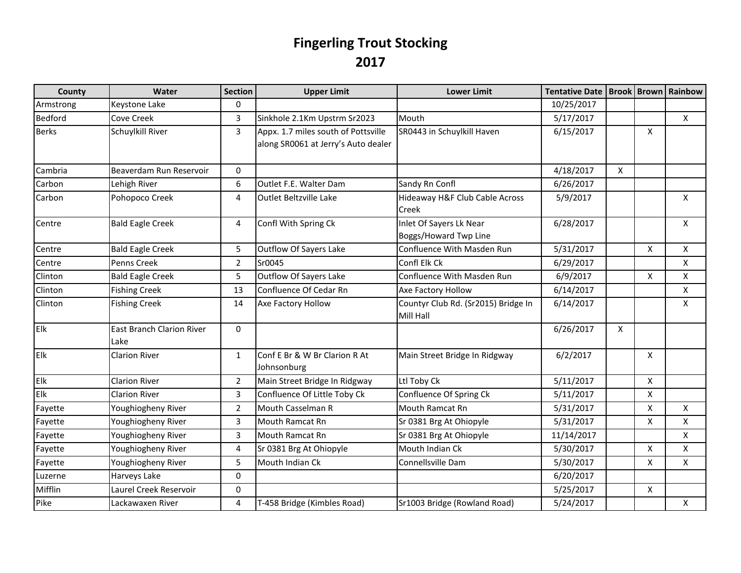# Fingerling Trout Stocking

## 2017

| County | Water | Section | Upper Limit | Lower Limit | Tentative Date | Brook | Brown | Rainbow |
|---|---|---|---|---|---|---|---|---|
| Armstrong | Keystone Lake | 0 | | | 10/25/2017 | | | |
| Bedford | Cove Creek | 3 | Sinkhole 2.1Km Upstrm Sr2023 | Mouth | 5/17/2017 | | | X |
| Berks | Schuylkill River | 3 | Appx. 1.7 miles south of Pottsville along SR0061 at Jerry's Auto dealer | SR0443 in Schuylkill Haven | 6/15/2017 | | X | |
| Cambria | Beaverdam Run Reservoir | 0 | | | 4/18/2017 | X | | |
| Carbon | Lehigh River | 6 | Outlet F.E. Walter Dam | Sandy Rn Confl | 6/26/2017 | | | |
| Carbon | Pohopoco Creek | 4 | Outlet Beltzville Lake | Hideaway H&F Club Cable Across Creek | 5/9/2017 | | | X |
| Centre | Bald Eagle Creek | 4 | Confl With Spring Ck | Inlet Of Sayers Lk Near Boggs/Howard Twp Line | 6/28/2017 | | | X |
| Centre | Bald Eagle Creek | 5 | Outflow Of Sayers Lake | Confluence With Masden Run | 5/31/2017 | | X | X |
| Centre | Penns Creek | 2 | Sr0045 | Confl Elk Ck | 6/29/2017 | | | X |
| Clinton | Bald Eagle Creek | 5 | Outflow Of Sayers Lake | Confluence With Masden Run | 6/9/2017 | | X | X |
| Clinton | Fishing Creek | 13 | Confluence Of Cedar Rn | Axe Factory Hollow | 6/14/2017 | | | X |
| Clinton | Fishing Creek | 14 | Axe Factory Hollow | Countyr Club Rd. (Sr2015) Bridge In Mill Hall | 6/14/2017 | | | X |
| Elk | East Branch Clarion River Lake | 0 | | | 6/26/2017 | X | | |
| Elk | Clarion River | 1 | Conf E Br & W Br Clarion R At Johnsonburg | Main Street Bridge In Ridgway | 6/2/2017 | | X | |
| Elk | Clarion River | 2 | Main Street Bridge In Ridgway | Ltl Toby Ck | 5/11/2017 | | X | |
| Elk | Clarion River | 3 | Confluence Of Little Toby Ck | Confluence Of Spring Ck | 5/11/2017 | | X | |
| Fayette | Youghiogheny River | 2 | Mouth Casselman R | Mouth Ramcat Rn | 5/31/2017 | | X | X |
| Fayette | Youghiogheny River | 3 | Mouth Ramcat Rn | Sr 0381 Brg At Ohiopyle | 5/31/2017 | | X | X |
| Fayette | Youghiogheny River | 3 | Mouth Ramcat Rn | Sr 0381 Brg At Ohiopyle | 11/14/2017 | | | X |
| Fayette | Youghiogheny River | 4 | Sr 0381 Brg At Ohiopyle | Mouth Indian Ck | 5/30/2017 | | X | X |
| Fayette | Youghiogheny River | 5 | Mouth Indian Ck | Connellsville Dam | 5/30/2017 | | X | X |
| Luzerne | Harveys Lake | 0 | | | 6/20/2017 | | | |
| Mifflin | Laurel Creek Reservoir | 0 | | | 5/25/2017 | | X | |
| Pike | Lackawaxen River | 4 | T-458 Bridge (Kimbles Road) | Sr1003 Bridge (Rowland Road) | 5/24/2017 | | | X |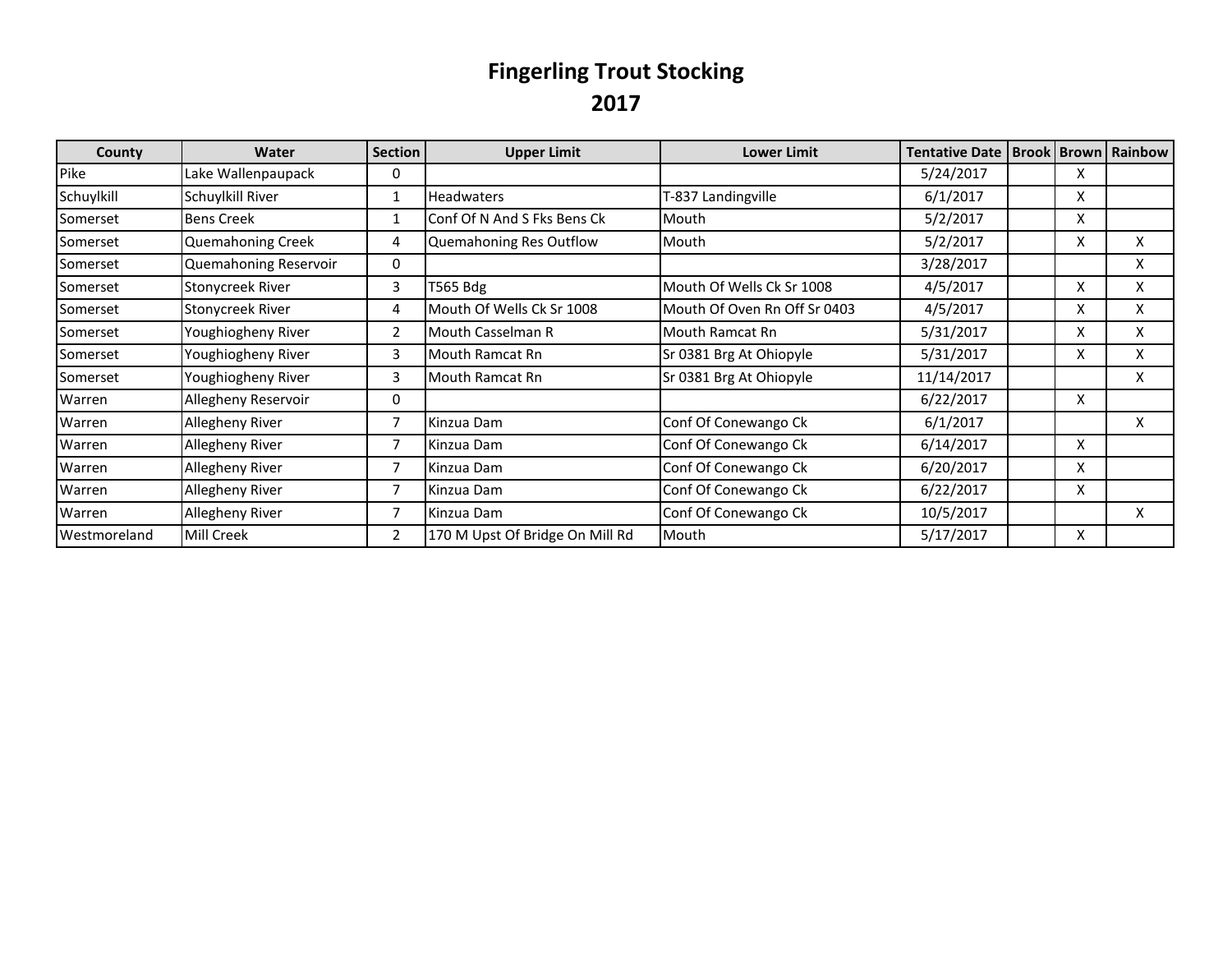# Fingerling Trout Stocking
# 2017

| County | Water | Section | Upper Limit | Lower Limit | Tentative Date | Brook | Brown | Rainbow |
|---|---|---|---|---|---|---|---|---|
| Pike | Lake Wallenpaupack | 0 | | | 5/24/2017 | | X | |
| Schuylkill | Schuylkill River | 1 | Headwaters | T-837 Landingville | 6/1/2017 | | X | |
| Somerset | Bens Creek | 1 | Conf Of N And S Fks Bens Ck | Mouth | 5/2/2017 | | X | |
| Somerset | Quemahoning Creek | 4 | Quemahoning Res Outflow | Mouth | 5/2/2017 | | X | X |
| Somerset | Quemahoning Reservoir | 0 | | | 3/28/2017 | | | X |
| Somerset | Stonycreek River | 3 | T565 Bdg | Mouth Of Wells Ck Sr 1008 | 4/5/2017 | | X | X |
| Somerset | Stonycreek River | 4 | Mouth Of Wells Ck Sr 1008 | Mouth Of Oven Rn Off Sr 0403 | 4/5/2017 | | X | X |
| Somerset | Youghiogheny River | 2 | Mouth Casselman R | Mouth Ramcat Rn | 5/31/2017 | | X | X |
| Somerset | Youghiogheny River | 3 | Mouth Ramcat Rn | Sr 0381 Brg At Ohiopyle | 5/31/2017 | | X | X |
| Somerset | Youghiogheny River | 3 | Mouth Ramcat Rn | Sr 0381 Brg At Ohiopyle | 11/14/2017 | | | X |
| Warren | Allegheny Reservoir | 0 | | | 6/22/2017 | | X | |
| Warren | Allegheny River | 7 | Kinzua Dam | Conf Of Conewango Ck | 6/1/2017 | | | X |
| Warren | Allegheny River | 7 | Kinzua Dam | Conf Of Conewango Ck | 6/14/2017 | | X | |
| Warren | Allegheny River | 7 | Kinzua Dam | Conf Of Conewango Ck | 6/20/2017 | | X | |
| Warren | Allegheny River | 7 | Kinzua Dam | Conf Of Conewango Ck | 6/22/2017 | | X | |
| Warren | Allegheny River | 7 | Kinzua Dam | Conf Of Conewango Ck | 10/5/2017 | | | X |
| Westmoreland | Mill Creek | 2 | 170 M Upst Of Bridge On Mill Rd | Mouth | 5/17/2017 | | X | |